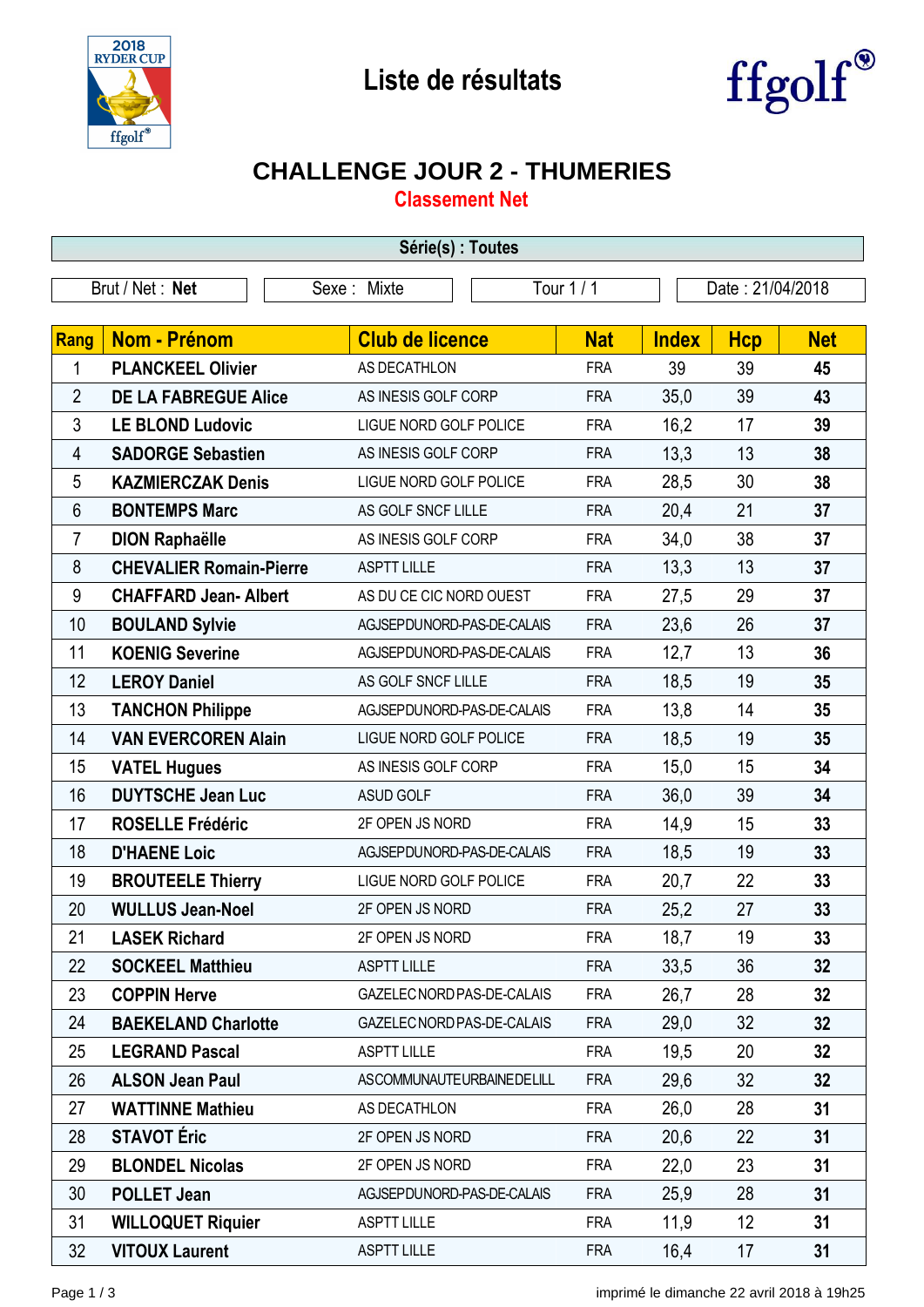# Liste de résultats

## CHALLENGE JOUR 2 - THUMERIES

### Classement Net

**Série(s) : Toutes**

| Brut / Net : **Net** | Sexe : Mixte | Tour 1 / 1 | Date : 21/04/2018 |
|---|---|---|---|

| Rang | Nom - Prénom | Club de licence | Nat | Index | Hcp | Net |
|---|---|---|---|---|---|---|
| 1 | **PLANCKEEL Olivier** | AS DECATHLON | FRA | 39 | 39 | **45** |
| 2 | **DE LA FABREGUE Alice** | AS INESIS GOLF CORP | FRA | 35,0 | 39 | **43** |
| 3 | **LE BLOND Ludovic** | LIGUE NORD GOLF POLICE | FRA | 16,2 | 17 | **39** |
| 4 | **SADORGE Sebastien** | AS INESIS GOLF CORP | FRA | 13,3 | 13 | **38** |
| 5 | **KAZMIERCZAK Denis** | LIGUE NORD GOLF POLICE | FRA | 28,5 | 30 | **38** |
| 6 | **BONTEMPS Marc** | AS GOLF SNCF LILLE | FRA | 20,4 | 21 | **37** |
| 7 | **DION Raphaëlle** | AS INESIS GOLF CORP | FRA | 34,0 | 38 | **37** |
| 8 | **CHEVALIER Romain-Pierre** | ASPTT LILLE | FRA | 13,3 | 13 | **37** |
| 9 | **CHAFFARD Jean- Albert** | AS DU CE CIC NORD OUEST | FRA | 27,5 | 29 | **37** |
| 10 | **BOULAND Sylvie** | AGJSEPDUNORD-PAS-DE-CALAIS | FRA | 23,6 | 26 | **37** |
| 11 | **KOENIG Severine** | AGJSEPDUNORD-PAS-DE-CALAIS | FRA | 12,7 | 13 | **36** |
| 12 | **LEROY Daniel** | AS GOLF SNCF LILLE | FRA | 18,5 | 19 | **35** |
| 13 | **TANCHON Philippe** | AGJSEPDUNORD-PAS-DE-CALAIS | FRA | 13,8 | 14 | **35** |
| 14 | **VAN EVERCOREN Alain** | LIGUE NORD GOLF POLICE | FRA | 18,5 | 19 | **35** |
| 15 | **VATEL Hugues** | AS INESIS GOLF CORP | FRA | 15,0 | 15 | **34** |
| 16 | **DUYTSCHE Jean Luc** | ASUD GOLF | FRA | 36,0 | 39 | **34** |
| 17 | **ROSELLE Frédéric** | 2F OPEN JS NORD | FRA | 14,9 | 15 | **33** |
| 18 | **D'HAENE Loic** | AGJSEPDUNORD-PAS-DE-CALAIS | FRA | 18,5 | 19 | **33** |
| 19 | **BROUTEELE Thierry** | LIGUE NORD GOLF POLICE | FRA | 20,7 | 22 | **33** |
| 20 | **WULLUS Jean-Noel** | 2F OPEN JS NORD | FRA | 25,2 | 27 | **33** |
| 21 | **LASEK Richard** | 2F OPEN JS NORD | FRA | 18,7 | 19 | **33** |
| 22 | **SOCKEEL Matthieu** | ASPTT LILLE | FRA | 33,5 | 36 | **32** |
| 23 | **COPPIN Herve** | GAZELECNORDPAS-DE-CALAIS | FRA | 26,7 | 28 | **32** |
| 24 | **BAEKELAND Charlotte** | GAZELECNORDPAS-DE-CALAIS | FRA | 29,0 | 32 | **32** |
| 25 | **LEGRAND Pascal** | ASPTT LILLE | FRA | 19,5 | 20 | **32** |
| 26 | **ALSON Jean Paul** | ASCOMMUNAUTEURBAINEDELILL | FRA | 29,6 | 32 | **32** |
| 27 | **WATTINNE Mathieu** | AS DECATHLON | FRA | 26,0 | 28 | **31** |
| 28 | **STAVOT Éric** | 2F OPEN JS NORD | FRA | 20,6 | 22 | **31** |
| 29 | **BLONDEL Nicolas** | 2F OPEN JS NORD | FRA | 22,0 | 23 | **31** |
| 30 | **POLLET Jean** | AGJSEPDUNORD-PAS-DE-CALAIS | FRA | 25,9 | 28 | **31** |
| 31 | **WILLOQUET Riquier** | ASPTT LILLE | FRA | 11,9 | 12 | **31** |
| 32 | **VITOUX Laurent** | ASPTT LILLE | FRA | 16,4 | 17 | **31** |

imprimé le dimanche 22 avril 2018 à 19h25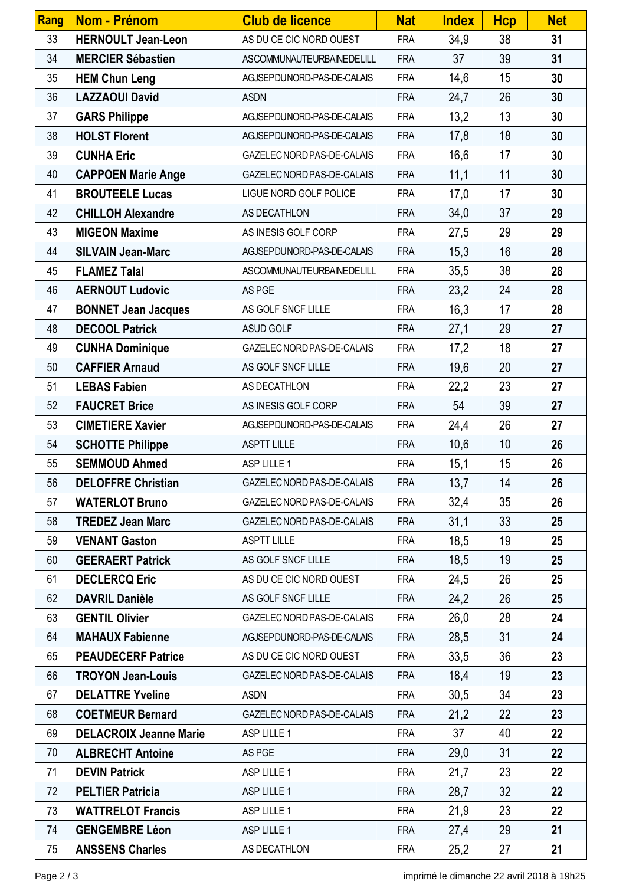| Rang | Nom - Prénom | Club de licence | Nat | Index | Hcp | Net |
|---|---|---|---|---|---|---|
| 33 | **HERNOULT Jean-Leon** | AS DU CE CIC NORD OUEST | FRA | 34,9 | 38 | **31** |
| 34 | **MERCIER Sébastien** | ASCOMMUNAUTEURBAINEDELILL | FRA | 37 | 39 | **31** |
| 35 | **HEM Chun Leng** | AGJSEPDUNORD-PAS-DE-CALAIS | FRA | 14,6 | 15 | **30** |
| 36 | **LAZZAOUI David** | ASDN | FRA | 24,7 | 26 | **30** |
| 37 | **GARS Philippe** | AGJSEPDUNORD-PAS-DE-CALAIS | FRA | 13,2 | 13 | **30** |
| 38 | **HOLST Florent** | AGJSEPDUNORD-PAS-DE-CALAIS | FRA | 17,8 | 18 | **30** |
| 39 | **CUNHA Eric** | GAZELEC NORD PAS-DE-CALAIS | FRA | 16,6 | 17 | **30** |
| 40 | **CAPPOEN Marie Ange** | GAZELEC NORD PAS-DE-CALAIS | FRA | 11,1 | 11 | **30** |
| 41 | **BROUTEELE Lucas** | LIGUE NORD GOLF POLICE | FRA | 17,0 | 17 | **30** |
| 42 | **CHILLOH Alexandre** | AS DECATHLON | FRA | 34,0 | 37 | **29** |
| 43 | **MIGEON Maxime** | AS INESIS GOLF CORP | FRA | 27,5 | 29 | **29** |
| 44 | **SILVAIN Jean-Marc** | AGJSEPDUNORD-PAS-DE-CALAIS | FRA | 15,3 | 16 | **28** |
| 45 | **FLAMEZ Talal** | ASCOMMUNAUTEURBAINEDELILL | FRA | 35,5 | 38 | **28** |
| 46 | **AERNOUT Ludovic** | AS PGE | FRA | 23,2 | 24 | **28** |
| 47 | **BONNET Jean Jacques** | AS GOLF SNCF LILLE | FRA | 16,3 | 17 | **28** |
| 48 | **DECOOL Patrick** | ASUD GOLF | FRA | 27,1 | 29 | **27** |
| 49 | **CUNHA Dominique** | GAZELEC NORD PAS-DE-CALAIS | FRA | 17,2 | 18 | **27** |
| 50 | **CAFFIER Arnaud** | AS GOLF SNCF LILLE | FRA | 19,6 | 20 | **27** |
| 51 | **LEBAS Fabien** | AS DECATHLON | FRA | 22,2 | 23 | **27** |
| 52 | **FAUCRET Brice** | AS INESIS GOLF CORP | FRA | 54 | 39 | **27** |
| 53 | **CIMETIERE Xavier** | AGJSEPDUNORD-PAS-DE-CALAIS | FRA | 24,4 | 26 | **27** |
| 54 | **SCHOTTE Philippe** | ASPTT LILLE | FRA | 10,6 | 10 | **26** |
| 55 | **SEMMOUD Ahmed** | ASP LILLE 1 | FRA | 15,1 | 15 | **26** |
| 56 | **DELOFFRE Christian** | GAZELEC NORD PAS-DE-CALAIS | FRA | 13,7 | 14 | **26** |
| 57 | **WATERLOT Bruno** | GAZELEC NORD PAS-DE-CALAIS | FRA | 32,4 | 35 | **26** |
| 58 | **TREDEZ Jean Marc** | GAZELEC NORD PAS-DE-CALAIS | FRA | 31,1 | 33 | **25** |
| 59 | **VENANT Gaston** | ASPTT LILLE | FRA | 18,5 | 19 | **25** |
| 60 | **GEERAERT Patrick** | AS GOLF SNCF LILLE | FRA | 18,5 | 19 | **25** |
| 61 | **DECLERCQ Eric** | AS DU CE CIC NORD OUEST | FRA | 24,5 | 26 | **25** |
| 62 | **DAVRIL Danièle** | AS GOLF SNCF LILLE | FRA | 24,2 | 26 | **25** |
| 63 | **GENTIL Olivier** | GAZELEC NORD PAS-DE-CALAIS | FRA | 26,0 | 28 | **24** |
| 64 | **MAHAUX Fabienne** | AGJSEPDUNORD-PAS-DE-CALAIS | FRA | 28,5 | 31 | **24** |
| 65 | **PEAUDECERF Patrice** | AS DU CE CIC NORD OUEST | FRA | 33,5 | 36 | **23** |
| 66 | **TROYON Jean-Louis** | GAZELEC NORD PAS-DE-CALAIS | FRA | 18,4 | 19 | **23** |
| 67 | **DELATTRE Yveline** | ASDN | FRA | 30,5 | 34 | **23** |
| 68 | **COETMEUR Bernard** | GAZELEC NORD PAS-DE-CALAIS | FRA | 21,2 | 22 | **23** |
| 69 | **DELACROIX Jeanne Marie** | ASP LILLE 1 | FRA | 37 | 40 | **22** |
| 70 | **ALBRECHT Antoine** | AS PGE | FRA | 29,0 | 31 | **22** |
| 71 | **DEVIN Patrick** | ASP LILLE 1 | FRA | 21,7 | 23 | **22** |
| 72 | **PELTIER Patricia** | ASP LILLE 1 | FRA | 28,7 | 32 | **22** |
| 73 | **WATTRELOT Francis** | ASP LILLE 1 | FRA | 21,9 | 23 | **22** |
| 74 | **GENGEMBRE Léon** | ASP LILLE 1 | FRA | 27,4 | 29 | **21** |
| 75 | **ANSSENS Charles** | AS DECATHLON | FRA | 25,2 | 27 | **21** |

imprimé le dimanche 22 avril 2018 à 19h25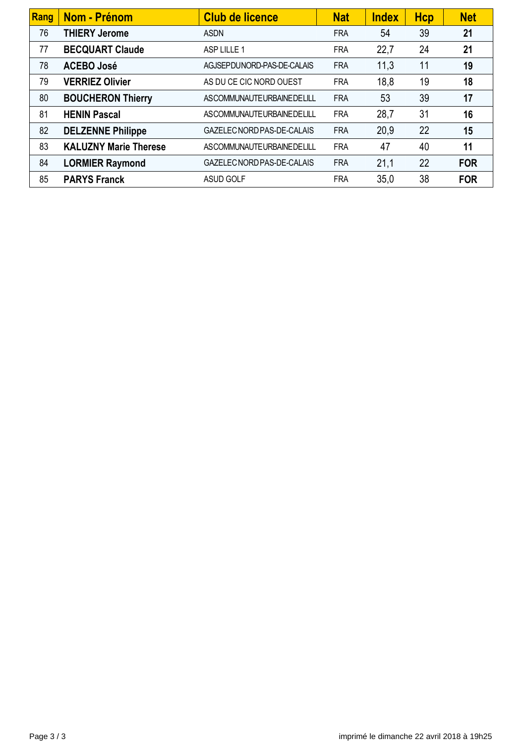| Rang | Nom - Prénom | Club de licence | Nat | Index | Hcp | Net |
|---|---|---|---|---|---|---|
| 76 | **THIERY Jerome** | ASDN | FRA | 54 | 39 | **21** |
| 77 | **BECQUART Claude** | ASP LILLE 1 | FRA | 22,7 | 24 | **21** |
| 78 | **ACEBO José** | AGJSEPDUNORD-PAS-DE-CALAIS | FRA | 11,3 | 11 | **19** |
| 79 | **VERRIEZ Olivier** | AS DU CE CIC NORD OUEST | FRA | 18,8 | 19 | **18** |
| 80 | **BOUCHERON Thierry** | ASCOMMUNAUTEURBAINEDELILL | FRA | 53 | 39 | **17** |
| 81 | **HENIN Pascal** | ASCOMMUNAUTEURBAINEDELILL | FRA | 28,7 | 31 | **16** |
| 82 | **DELZENNE Philippe** | GAZELEC NORD PAS-DE-CALAIS | FRA | 20,9 | 22 | **15** |
| 83 | **KALUZNY Marie Therese** | ASCOMMUNAUTEURBAINEDELILL | FRA | 47 | 40 | **11** |
| 84 | **LORMIER Raymond** | GAZELEC NORD PAS-DE-CALAIS | FRA | 21,1 | 22 | **FOR** |
| 85 | **PARYS Franck** | ASUD GOLF | FRA | 35,0 | 38 | **FOR** |

imprimé le dimanche 22 avril 2018 à 19h25